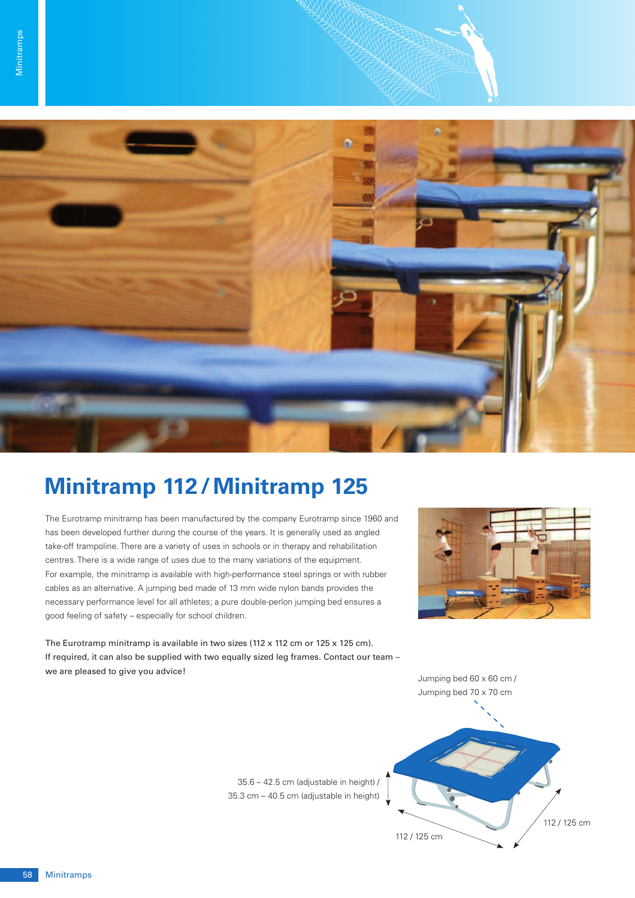# Minitramp 112 / Minitramp 125

The Eurotramp minitramp has been manufactured by the company Eurotramp since 1960 and has been developed further during the course of the years. It is generally used as angled take-off trampoline. There are a variety of uses in schools or in therapy and rehabilitation centres. There is a wide range of uses due to the many variations of the equipment. For example, the minitramp is available with high-performance steel springs or with rubber cables as an alternative. A jumping bed made of 13 mm wide nylon bands provides the necessary performance level for all athletes; a pure double-perlon jumping bed ensures a good feeling of safety – especially for school children.

The Eurotramp minitramp is available in two sizes (112 x 112 cm or 125 x 125 cm). If required, it can also be supplied with two equally sized leg frames. Contact our team – we are pleased to give you advice!

Jumping bed 60 x 60 cm /
Jumping bed 70 x 70 cm

35.6 – 42.5 cm (adjustable in height) /
35.3 cm – 40.5 cm (adjustable in height)

112 / 125 cm

112 / 125 cm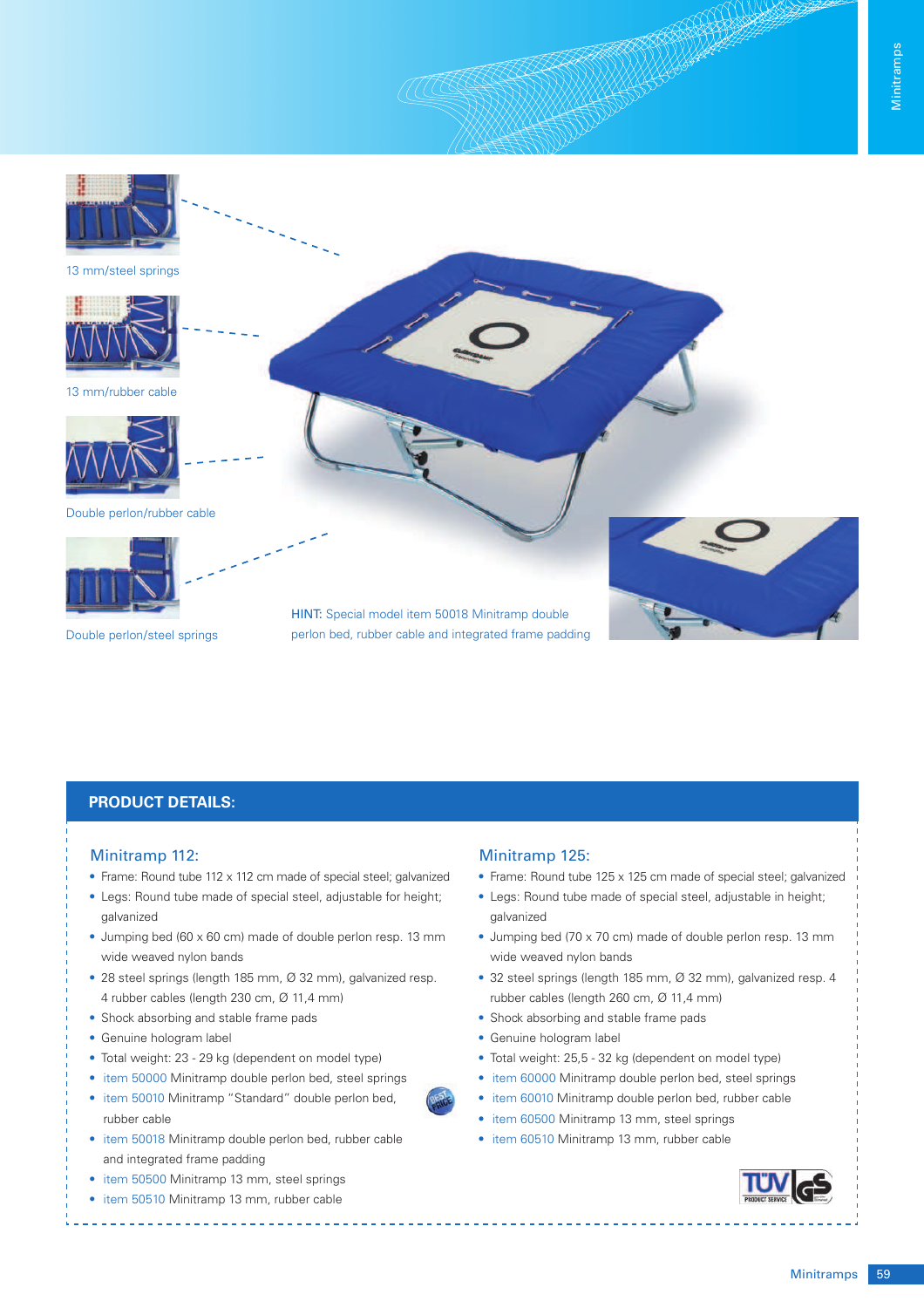13 mm/steel springs

13 mm/rubber cable

Double perlon/rubber cable

Double perlon/steel springs

HINT: Special model item 50018 Minitramp double perlon bed, rubber cable and integrated frame padding

## PRODUCT DETAILS:

### Minitramp 112:

- Frame: Round tube 112 x 112 cm made of special steel; galvanized
- Legs: Round tube made of special steel, adjustable for height; galvanized
- Jumping bed (60 x 60 cm) made of double perlon resp. 13 mm wide weaved nylon bands
- 28 steel springs (length 185 mm, Ø 32 mm), galvanized resp. 4 rubber cables (length 230 cm, Ø 11,4 mm)
- Shock absorbing and stable frame pads
- Genuine hologram label
- Total weight: 23 - 29 kg (dependent on model type)
- item 50000 Minitramp double perlon bed, steel springs
- item 50010 Minitramp "Standard" double perlon bed, rubber cable
- item 50018 Minitramp double perlon bed, rubber cable and integrated frame padding
- item 50500 Minitramp 13 mm, steel springs
- item 50510 Minitramp 13 mm, rubber cable

### Minitramp 125:

- Frame: Round tube 125 x 125 cm made of special steel; galvanized
- Legs: Round tube made of special steel, adjustable in height; galvanized
- Jumping bed (70 x 70 cm) made of double perlon resp. 13 mm wide weaved nylon bands
- 32 steel springs (length 185 mm, Ø 32 mm), galvanized resp. 4 rubber cables (length 260 cm, Ø 11,4 mm)
- Shock absorbing and stable frame pads
- Genuine hologram label
- Total weight: 25,5 - 32 kg (dependent on model type)
- item 60000 Minitramp double perlon bed, steel springs
- item 60010 Minitramp double perlon bed, rubber cable
- item 60500 Minitramp 13 mm, steel springs
- item 60510 Minitramp 13 mm, rubber cable